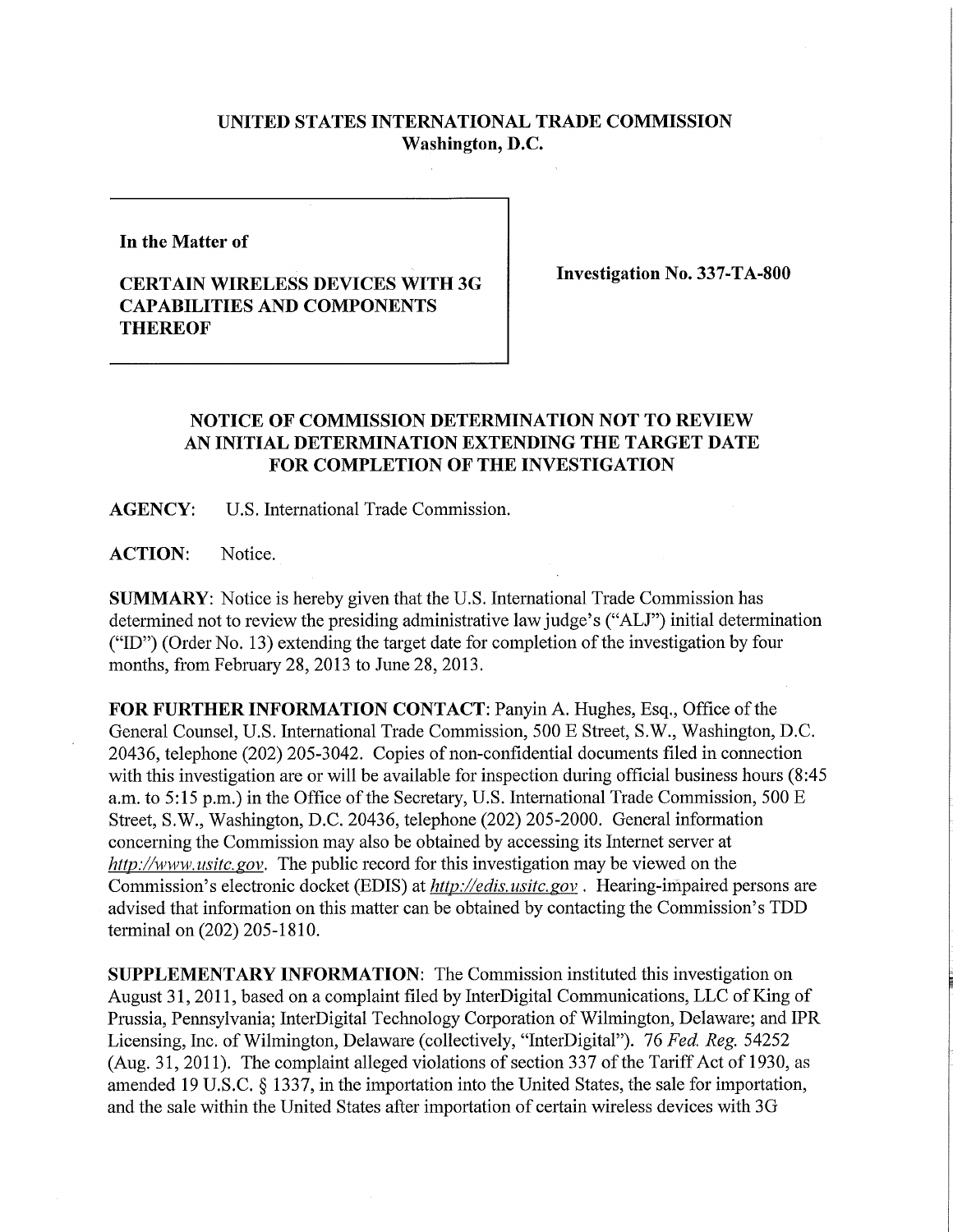# UNITED STATES INTERNATIONAL TRADE COMMISSION
## Washington, D.C.

**In the Matter of**

**CERTAIN WIRELESS DEVICES WITH 3G CAPABILITIES AND COMPONENTS THEREOF**

**Investigation No. 337-TA-800**

## NOTICE OF COMMISSION DETERMINATION NOT TO REVIEW AN INITIAL DETERMINATION EXTENDING THE TARGET DATE FOR COMPLETION OF THE INVESTIGATION

**AGENCY:** U.S. International Trade Commission.

**ACTION:** Notice.

**SUMMARY:** Notice is hereby given that the U.S. International Trade Commission has determined not to review the presiding administrative law judge's ("ALJ") initial determination ("ID") (Order No. 13) extending the target date for completion of the investigation by four months, from February 28, 2013 to June 28, 2013.

**FOR FURTHER INFORMATION CONTACT:** Panyin A. Hughes, Esq., Office of the General Counsel, U.S. International Trade Commission, 500 E Street, S.W., Washington, D.C. 20436, telephone (202) 205-3042. Copies of non-confidential documents filed in connection with this investigation are or will be available for inspection during official business hours (8:45 a.m. to 5:15 p.m.) in the Office of the Secretary, U.S. International Trade Commission, 500 E Street, S.W., Washington, D.C. 20436, telephone (202) 205-2000. General information concerning the Commission may also be obtained by accessing its Internet server at *http://www.usitc.gov*. The public record for this investigation may be viewed on the Commission's electronic docket (EDIS) at *http://edis.usitc.gov* . Hearing-impaired persons are advised that information on this matter can be obtained by contacting the Commission's TDD terminal on (202) 205-1810.

**SUPPLEMENTARY INFORMATION:** The Commission instituted this investigation on August 31, 2011, based on a complaint filed by InterDigital Communications, LLC of King of Prussia, Pennsylvania; InterDigital Technology Corporation of Wilmington, Delaware; and IPR Licensing, Inc. of Wilmington, Delaware (collectively, "InterDigital"). 76 *Fed. Reg.* 54252 (Aug. 31, 2011). The complaint alleged violations of section 337 of the Tariff Act of 1930, as amended 19 U.S.C. § 1337, in the importation into the United States, the sale for importation, and the sale within the United States after importation of certain wireless devices with 3G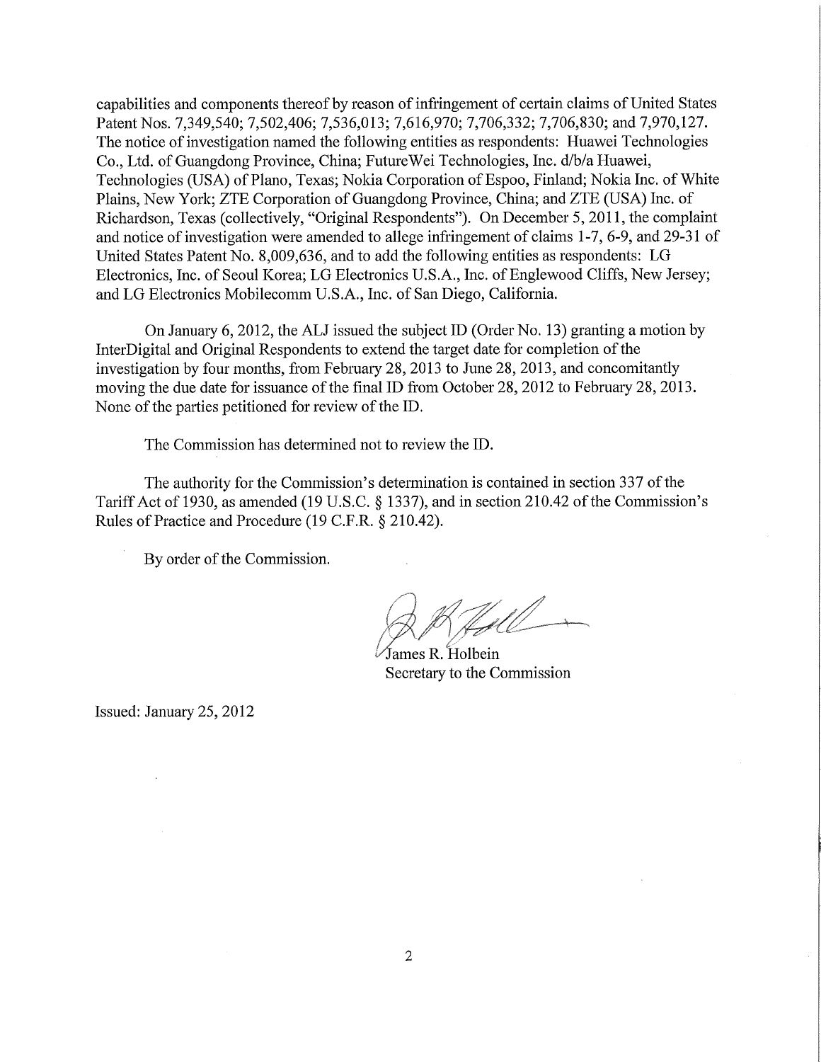capabilities and components thereof by reason of infringement of certain claims of United States Patent Nos. 7,349,540; 7,502,406; 7,536,013; 7,616,970; 7,706,332; 7,706,830; and 7,970,127. The notice of investigation named the following entities as respondents: Huawei Technologies Co., Ltd. of Guangdong Province, China; FutureWei Technologies, Inc. d/b/a Huawei, Technologies (USA) of Plano, Texas; Nokia Corporation of Espoo, Finland; Nokia Inc. of White Plains, New York; ZTE Corporation of Guangdong Province, China; and ZTE (USA) Inc. of Richardson, Texas (collectively, "Original Respondents"). On December 5, 2011, the complaint and notice of investigation were amended to allege infringement of claims 1-7, 6-9, and 29-31 of United States Patent No. 8,009,636, and to add the following entities as respondents: LG Electronics, Inc. of Seoul Korea; LG Electronics U.S.A., Inc. of Englewood Cliffs, New Jersey; and LG Electronics Mobilecomm U.S.A., Inc. of San Diego, California.

On January 6, 2012, the ALJ issued the subject ID (Order No. 13) granting a motion by InterDigital and Original Respondents to extend the target date for completion of the investigation by four months, from February 28, 2013 to June 28, 2013, and concomitantly moving the due date for issuance of the final ID from October 28, 2012 to February 28, 2013. None of the parties petitioned for review of the ID.

The Commission has determined not to review the ID.

The authority for the Commission's determination is contained in section 337 of the Tariff Act of 1930, as amended (19 U.S.C. § 1337), and in section 210.42 of the Commission's Rules of Practice and Procedure (19 C.F.R. § 210.42).

By order of the Commission.

James R. Holbein
Secretary to the Commission

Issued: January 25, 2012